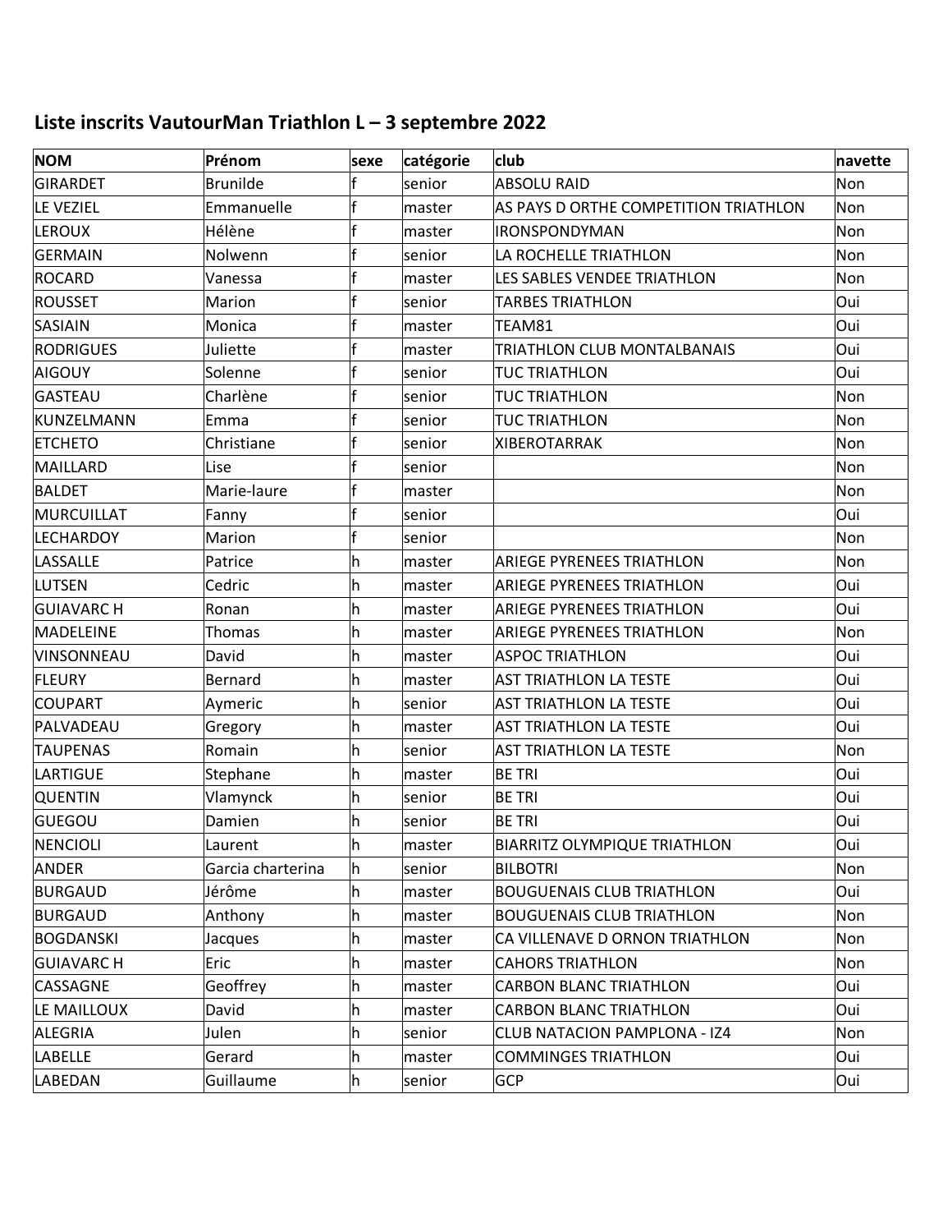## Liste inscrits VautourMan Triathlon L – 3 septembre 2022

| NOM | Prénom | sexe | catégorie | club | navette |
|---|---|---|---|---|---|
| GIRARDET | Brunilde | f | senior | ABSOLU RAID | Non |
| LE VEZIEL | Emmanuelle | f | master | AS PAYS D ORTHE COMPETITION TRIATHLON | Non |
| LEROUX | Hélène | f | master | IRONSPONDYMAN | Non |
| GERMAIN | Nolwenn | f | senior | LA ROCHELLE TRIATHLON | Non |
| ROCARD | Vanessa | f | master | LES SABLES VENDEE TRIATHLON | Non |
| ROUSSET | Marion | f | senior | TARBES TRIATHLON | Oui |
| SASIAIN | Monica | f | master | TEAM81 | Oui |
| RODRIGUES | Juliette | f | master | TRIATHLON CLUB MONTALBANAIS | Oui |
| AIGOUY | Solenne | f | senior | TUC TRIATHLON | Oui |
| GASTEAU | Charlène | f | senior | TUC TRIATHLON | Non |
| KUNZELMANN | Emma | f | senior | TUC TRIATHLON | Non |
| ETCHETO | Christiane | f | senior | XIBEROTARRAK | Non |
| MAILLARD | Lise | f | senior | | Non |
| BALDET | Marie-laure | f | master | | Non |
| MURCUILLAT | Fanny | f | senior | | Oui |
| LECHARDOY | Marion | f | senior | | Non |
| LASSALLE | Patrice | h | master | ARIEGE PYRENEES TRIATHLON | Non |
| LUTSEN | Cedric | h | master | ARIEGE PYRENEES TRIATHLON | Oui |
| GUIAVARC H | Ronan | h | master | ARIEGE PYRENEES TRIATHLON | Oui |
| MADELEINE | Thomas | h | master | ARIEGE PYRENEES TRIATHLON | Non |
| VINSONNEAU | David | h | master | ASPOC TRIATHLON | Oui |
| FLEURY | Bernard | h | master | AST TRIATHLON LA TESTE | Oui |
| COUPART | Aymeric | h | senior | AST TRIATHLON LA TESTE | Oui |
| PALVADEAU | Gregory | h | master | AST TRIATHLON LA TESTE | Oui |
| TAUPENAS | Romain | h | senior | AST TRIATHLON LA TESTE | Non |
| LARTIGUE | Stephane | h | master | BE TRI | Oui |
| QUENTIN | Vlamynck | h | senior | BE TRI | Oui |
| GUEGOU | Damien | h | senior | BE TRI | Oui |
| NENCIOLI | Laurent | h | master | BIARRITZ OLYMPIQUE TRIATHLON | Oui |
| ANDER | Garcia charterina | h | senior | BILBOTRI | Non |
| BURGAUD | Jérôme | h | master | BOUGUENAIS CLUB TRIATHLON | Oui |
| BURGAUD | Anthony | h | master | BOUGUENAIS CLUB TRIATHLON | Non |
| BOGDANSKI | Jacques | h | master | CA VILLENAVE D ORNON TRIATHLON | Non |
| GUIAVARC H | Eric | h | master | CAHORS TRIATHLON | Non |
| CASSAGNE | Geoffrey | h | master | CARBON BLANC TRIATHLON | Oui |
| LE MAILLOUX | David | h | master | CARBON BLANC TRIATHLON | Oui |
| ALEGRIA | Julen | h | senior | CLUB NATACION PAMPLONA - IZ4 | Non |
| LABELLE | Gerard | h | master | COMMINGES TRIATHLON | Oui |
| LABEDAN | Guillaume | h | senior | GCP | Oui |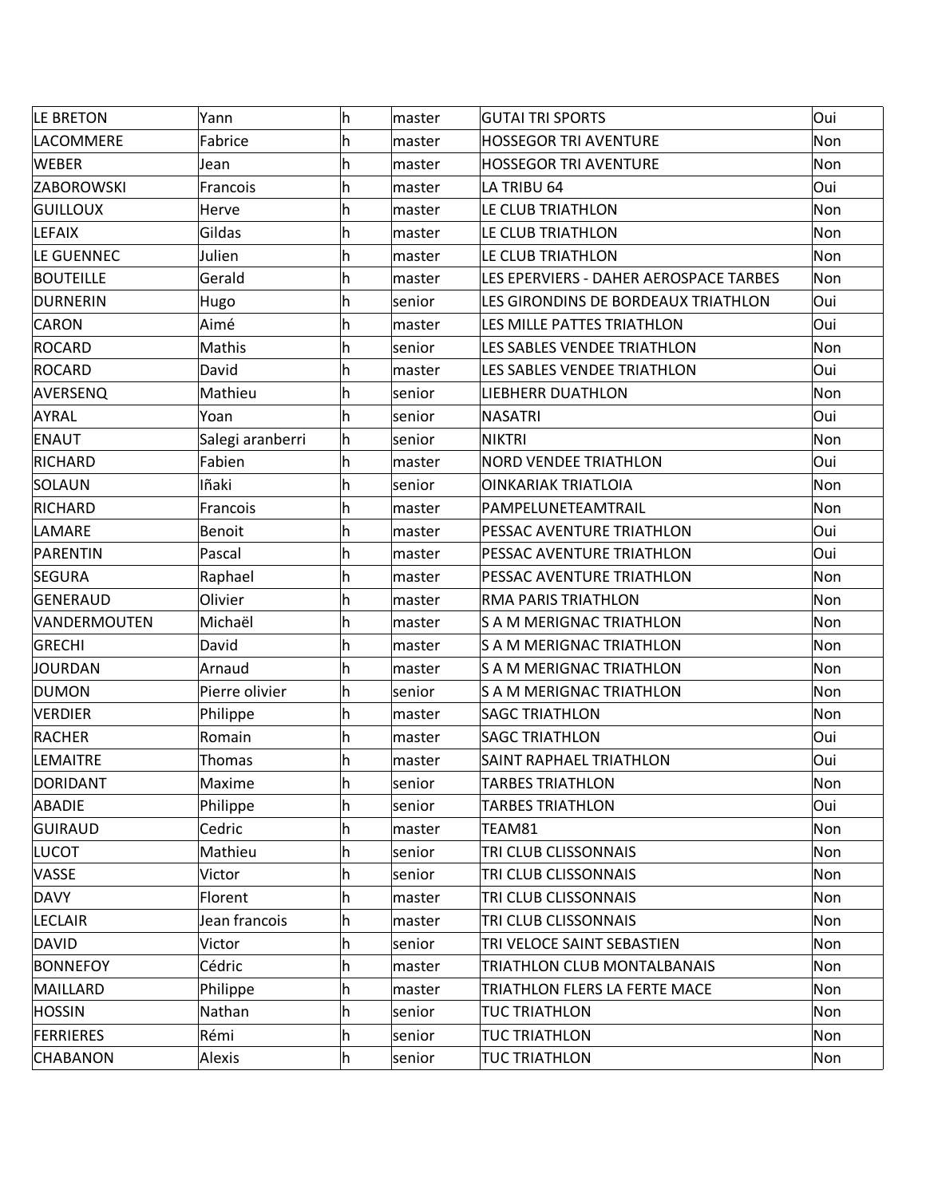| LE BRETON | Yann | h | master | GUTAI TRI SPORTS | Oui |
|---|---|---|---|---|---|
| LACOMMERE | Fabrice | h | master | HOSSEGOR TRI AVENTURE | Non |
| WEBER | Jean | h | master | HOSSEGOR TRI AVENTURE | Non |
| ZABOROWSKI | Francois | h | master | LA TRIBU 64 | Oui |
| GUILLOUX | Herve | h | master | LE CLUB TRIATHLON | Non |
| LEFAIX | Gildas | h | master | LE CLUB TRIATHLON | Non |
| LE GUENNEC | Julien | h | master | LE CLUB TRIATHLON | Non |
| BOUTEILLE | Gerald | h | master | LES EPERVIERS - DAHER AEROSPACE TARBES | Non |
| DURNERIN | Hugo | h | senior | LES GIRONDINS DE BORDEAUX TRIATHLON | Oui |
| CARON | Aimé | h | master | LES MILLE PATTES TRIATHLON | Oui |
| ROCARD | Mathis | h | senior | LES SABLES VENDEE TRIATHLON | Non |
| ROCARD | David | h | master | LES SABLES VENDEE TRIATHLON | Oui |
| AVERSENQ | Mathieu | h | senior | LIEBHERR DUATHLON | Non |
| AYRAL | Yoan | h | senior | NASATRI | Oui |
| ENAUT | Salegi aranberri | h | senior | NIKTRI | Non |
| RICHARD | Fabien | h | master | NORD VENDEE TRIATHLON | Oui |
| SOLAUN | Iñaki | h | senior | OINKARIAK TRIATLOIA | Non |
| RICHARD | Francois | h | master | PAMPELUNETEAMTRAIL | Non |
| LAMARE | Benoit | h | master | PESSAC AVENTURE TRIATHLON | Oui |
| PARENTIN | Pascal | h | master | PESSAC AVENTURE TRIATHLON | Oui |
| SEGURA | Raphael | h | master | PESSAC AVENTURE TRIATHLON | Non |
| GENERAUD | Olivier | h | master | RMA PARIS TRIATHLON | Non |
| VANDERMOUTEN | Michaël | h | master | S A M MERIGNAC TRIATHLON | Non |
| GRECHI | David | h | master | S A M MERIGNAC TRIATHLON | Non |
| JOURDAN | Arnaud | h | master | S A M MERIGNAC TRIATHLON | Non |
| DUMON | Pierre olivier | h | senior | S A M MERIGNAC TRIATHLON | Non |
| VERDIER | Philippe | h | master | SAGC TRIATHLON | Non |
| RACHER | Romain | h | master | SAGC TRIATHLON | Oui |
| LEMAITRE | Thomas | h | master | SAINT RAPHAEL TRIATHLON | Oui |
| DORIDANT | Maxime | h | senior | TARBES TRIATHLON | Non |
| ABADIE | Philippe | h | senior | TARBES TRIATHLON | Oui |
| GUIRAUD | Cedric | h | master | TEAM81 | Non |
| LUCOT | Mathieu | h | senior | TRI CLUB CLISSONNAIS | Non |
| VASSE | Victor | h | senior | TRI CLUB CLISSONNAIS | Non |
| DAVY | Florent | h | master | TRI CLUB CLISSONNAIS | Non |
| LECLAIR | Jean francois | h | master | TRI CLUB CLISSONNAIS | Non |
| DAVID | Victor | h | senior | TRI VELOCE SAINT SEBASTIEN | Non |
| BONNEFOY | Cédric | h | master | TRIATHLON CLUB MONTALBANAIS | Non |
| MAILLARD | Philippe | h | master | TRIATHLON FLERS LA FERTE MACE | Non |
| HOSSIN | Nathan | h | senior | TUC TRIATHLON | Non |
| FERRIERES | Rémi | h | senior | TUC TRIATHLON | Non |
| CHABANON | Alexis | h | senior | TUC TRIATHLON | Non |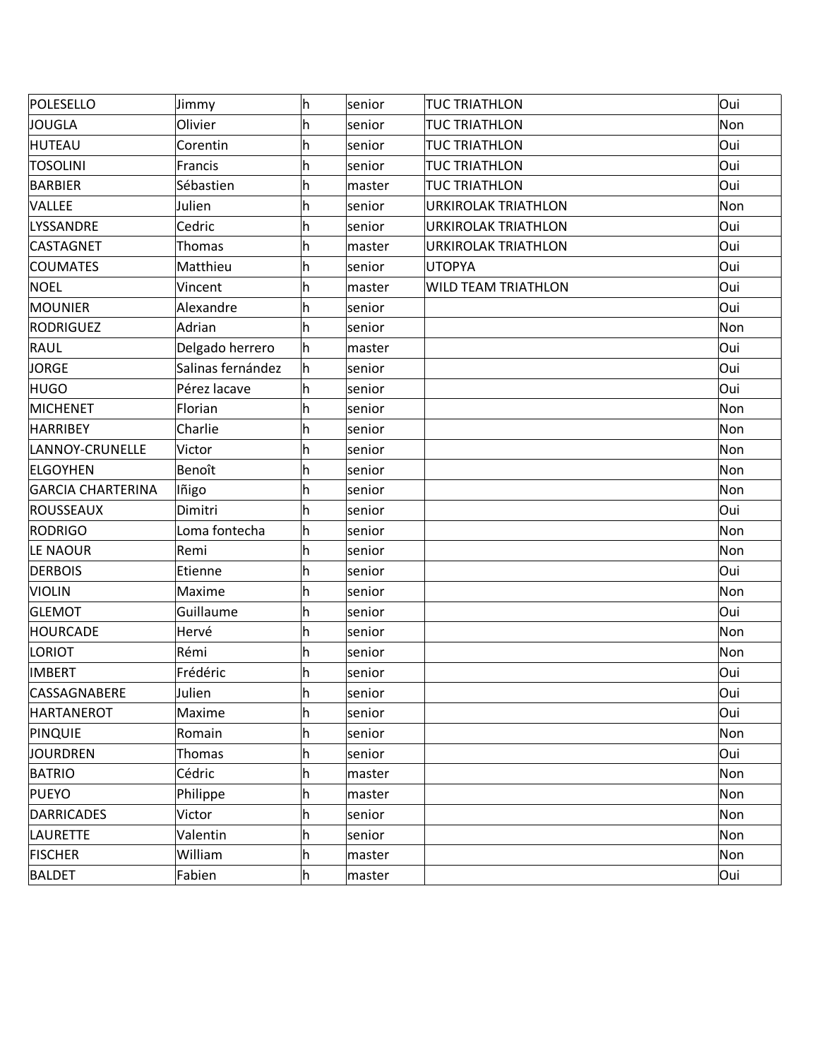| | | | | | |
|---|---|---|---|---|---|
| POLESELLO | Jimmy | h | senior | TUC TRIATHLON | Oui |
| JOUGLA | Olivier | h | senior | TUC TRIATHLON | Non |
| HUTEAU | Corentin | h | senior | TUC TRIATHLON | Oui |
| TOSOLINI | Francis | h | senior | TUC TRIATHLON | Oui |
| BARBIER | Sébastien | h | master | TUC TRIATHLON | Oui |
| VALLEE | Julien | h | senior | URKIROLAK TRIATHLON | Non |
| LYSSANDRE | Cedric | h | senior | URKIROLAK TRIATHLON | Oui |
| CASTAGNET | Thomas | h | master | URKIROLAK TRIATHLON | Oui |
| COUMATES | Matthieu | h | senior | UTOPYA | Oui |
| NOEL | Vincent | h | master | WILD TEAM TRIATHLON | Oui |
| MOUNIER | Alexandre | h | senior | | Oui |
| RODRIGUEZ | Adrian | h | senior | | Non |
| RAUL | Delgado herrero | h | master | | Oui |
| JORGE | Salinas fernández | h | senior | | Oui |
| HUGO | Pérez lacave | h | senior | | Oui |
| MICHENET | Florian | h | senior | | Non |
| HARRIBEY | Charlie | h | senior | | Non |
| LANNOY-CRUNELLE | Victor | h | senior | | Non |
| ELGOYHEN | Benoît | h | senior | | Non |
| GARCIA CHARTERINA | Iñigo | h | senior | | Non |
| ROUSSEAUX | Dimitri | h | senior | | Oui |
| RODRIGO | Loma fontecha | h | senior | | Non |
| LE NAOUR | Remi | h | senior | | Non |
| DERBOIS | Etienne | h | senior | | Oui |
| VIOLIN | Maxime | h | senior | | Non |
| GLEMOT | Guillaume | h | senior | | Oui |
| HOURCADE | Hervé | h | senior | | Non |
| LORIOT | Rémi | h | senior | | Non |
| IMBERT | Frédéric | h | senior | | Oui |
| CASSAGNABERE | Julien | h | senior | | Oui |
| HARTANEROT | Maxime | h | senior | | Oui |
| PINQUIE | Romain | h | senior | | Non |
| JOURDREN | Thomas | h | senior | | Oui |
| BATRIO | Cédric | h | master | | Non |
| PUEYO | Philippe | h | master | | Non |
| DARRICADES | Victor | h | senior | | Non |
| LAURETTE | Valentin | h | senior | | Non |
| FISCHER | William | h | master | | Non |
| BALDET | Fabien | h | master | | Oui |